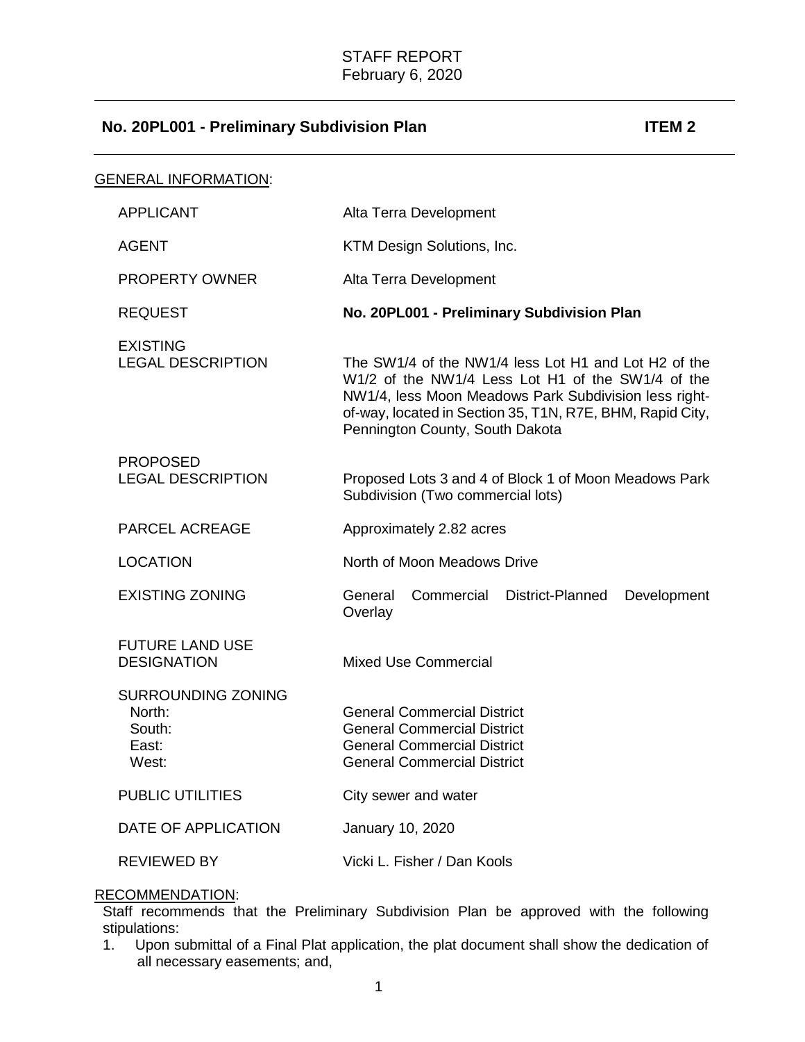STAFF REPORT
February 6, 2020

## No. 20PL001 - Preliminary Subdivision Plan **ITEM 2**

GENERAL INFORMATION:

| | |
|---|---|
| APPLICANT | Alta Terra Development |
| AGENT | KTM Design Solutions, Inc. |
| PROPERTY OWNER | Alta Terra Development |
| REQUEST | **No. 20PL001 - Preliminary Subdivision Plan** |
| EXISTING LEGAL DESCRIPTION | The SW1/4 of the NW1/4 less Lot H1 and Lot H2 of the W1/2 of the NW1/4 Less Lot H1 of the SW1/4 of the NW1/4, less Moon Meadows Park Subdivision less right-of-way, located in Section 35, T1N, R7E, BHM, Rapid City, Pennington County, South Dakota |
| PROPOSED LEGAL DESCRIPTION | Proposed Lots 3 and 4 of Block 1 of Moon Meadows Park Subdivision (Two commercial lots) |
| PARCEL ACREAGE | Approximately 2.82 acres |
| LOCATION | North of Moon Meadows Drive |
| EXISTING ZONING | General Commercial District-Planned Development Overlay |
| FUTURE LAND USE DESIGNATION | Mixed Use Commercial |
| SURROUNDING ZONING | |
| North: | General Commercial District |
| South: | General Commercial District |
| East: | General Commercial District |
| West: | General Commercial District |
| PUBLIC UTILITIES | City sewer and water |
| DATE OF APPLICATION | January 10, 2020 |
| REVIEWED BY | Vicki L. Fisher / Dan Kools |

RECOMMENDATION:

Staff recommends that the Preliminary Subdivision Plan be approved with the following stipulations:

1. Upon submittal of a Final Plat application, the plat document shall show the dedication of all necessary easements; and,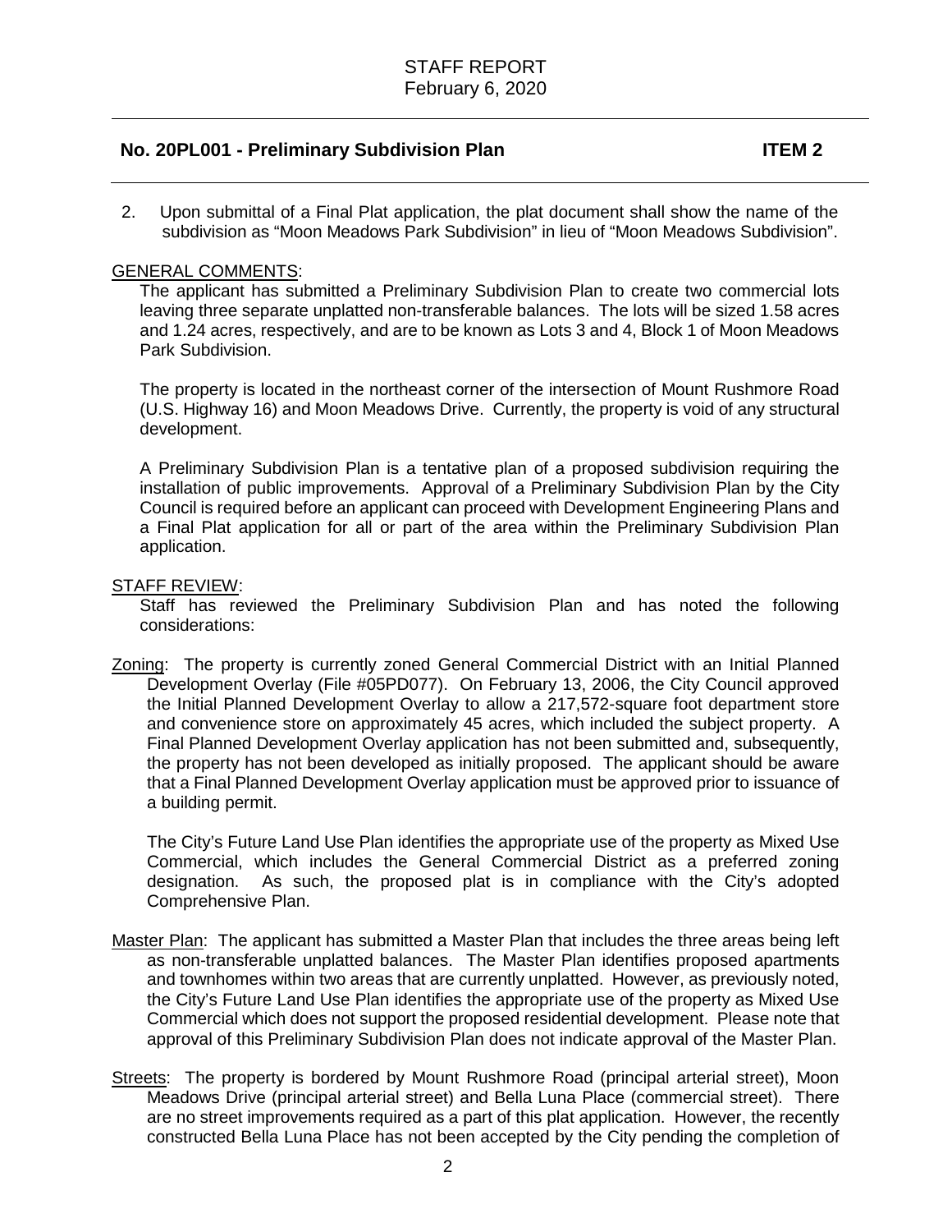## No. 20PL001 - Preliminary Subdivision Plan ITEM 2

2. Upon submittal of a Final Plat application, the plat document shall show the name of the subdivision as "Moon Meadows Park Subdivision" in lieu of "Moon Meadows Subdivision".

GENERAL COMMENTS:

The applicant has submitted a Preliminary Subdivision Plan to create two commercial lots leaving three separate unplatted non-transferable balances. The lots will be sized 1.58 acres and 1.24 acres, respectively, and are to be known as Lots 3 and 4, Block 1 of Moon Meadows Park Subdivision.

The property is located in the northeast corner of the intersection of Mount Rushmore Road (U.S. Highway 16) and Moon Meadows Drive. Currently, the property is void of any structural development.

A Preliminary Subdivision Plan is a tentative plan of a proposed subdivision requiring the installation of public improvements. Approval of a Preliminary Subdivision Plan by the City Council is required before an applicant can proceed with Development Engineering Plans and a Final Plat application for all or part of the area within the Preliminary Subdivision Plan application.

STAFF REVIEW:

Staff has reviewed the Preliminary Subdivision Plan and has noted the following considerations:

Zoning: The property is currently zoned General Commercial District with an Initial Planned Development Overlay (File #05PD077). On February 13, 2006, the City Council approved the Initial Planned Development Overlay to allow a 217,572-square foot department store and convenience store on approximately 45 acres, which included the subject property. A Final Planned Development Overlay application has not been submitted and, subsequently, the property has not been developed as initially proposed. The applicant should be aware that a Final Planned Development Overlay application must be approved prior to issuance of a building permit.

The City's Future Land Use Plan identifies the appropriate use of the property as Mixed Use Commercial, which includes the General Commercial District as a preferred zoning designation. As such, the proposed plat is in compliance with the City's adopted Comprehensive Plan.

Master Plan: The applicant has submitted a Master Plan that includes the three areas being left as non-transferable unplatted balances. The Master Plan identifies proposed apartments and townhomes within two areas that are currently unplatted. However, as previously noted, the City's Future Land Use Plan identifies the appropriate use of the property as Mixed Use Commercial which does not support the proposed residential development. Please note that approval of this Preliminary Subdivision Plan does not indicate approval of the Master Plan.

Streets: The property is bordered by Mount Rushmore Road (principal arterial street), Moon Meadows Drive (principal arterial street) and Bella Luna Place (commercial street). There are no street improvements required as a part of this plat application. However, the recently constructed Bella Luna Place has not been accepted by the City pending the completion of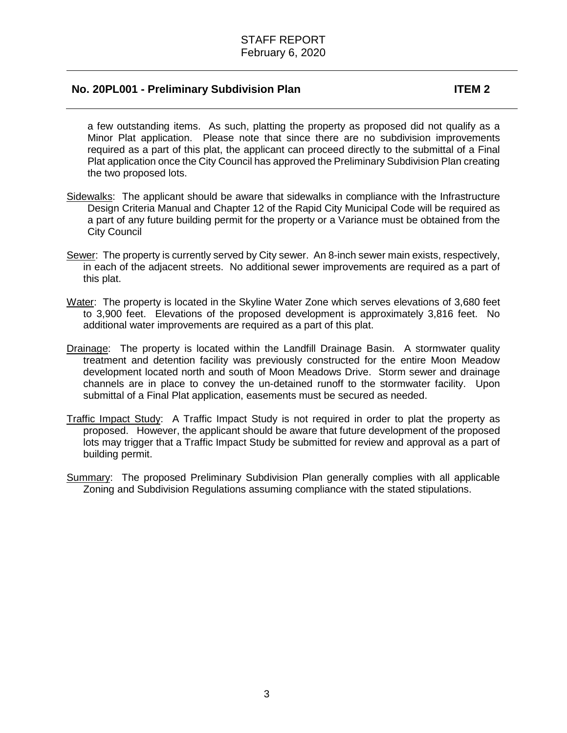a few outstanding items. As such, platting the property as proposed did not qualify as a Minor Plat application. Please note that since there are no subdivision improvements required as a part of this plat, the applicant can proceed directly to the submittal of a Final Plat application once the City Council has approved the Preliminary Subdivision Plan creating the two proposed lots.

Sidewalks: The applicant should be aware that sidewalks in compliance with the Infrastructure Design Criteria Manual and Chapter 12 of the Rapid City Municipal Code will be required as a part of any future building permit for the property or a Variance must be obtained from the City Council

Sewer: The property is currently served by City sewer. An 8-inch sewer main exists, respectively, in each of the adjacent streets. No additional sewer improvements are required as a part of this plat.

Water: The property is located in the Skyline Water Zone which serves elevations of 3,680 feet to 3,900 feet. Elevations of the proposed development is approximately 3,816 feet. No additional water improvements are required as a part of this plat.

Drainage: The property is located within the Landfill Drainage Basin. A stormwater quality treatment and detention facility was previously constructed for the entire Moon Meadow development located north and south of Moon Meadows Drive. Storm sewer and drainage channels are in place to convey the un-detained runoff to the stormwater facility. Upon submittal of a Final Plat application, easements must be secured as needed.

Traffic Impact Study: A Traffic Impact Study is not required in order to plat the property as proposed. However, the applicant should be aware that future development of the proposed lots may trigger that a Traffic Impact Study be submitted for review and approval as a part of building permit.

Summary: The proposed Preliminary Subdivision Plan generally complies with all applicable Zoning and Subdivision Regulations assuming compliance with the stated stipulations.